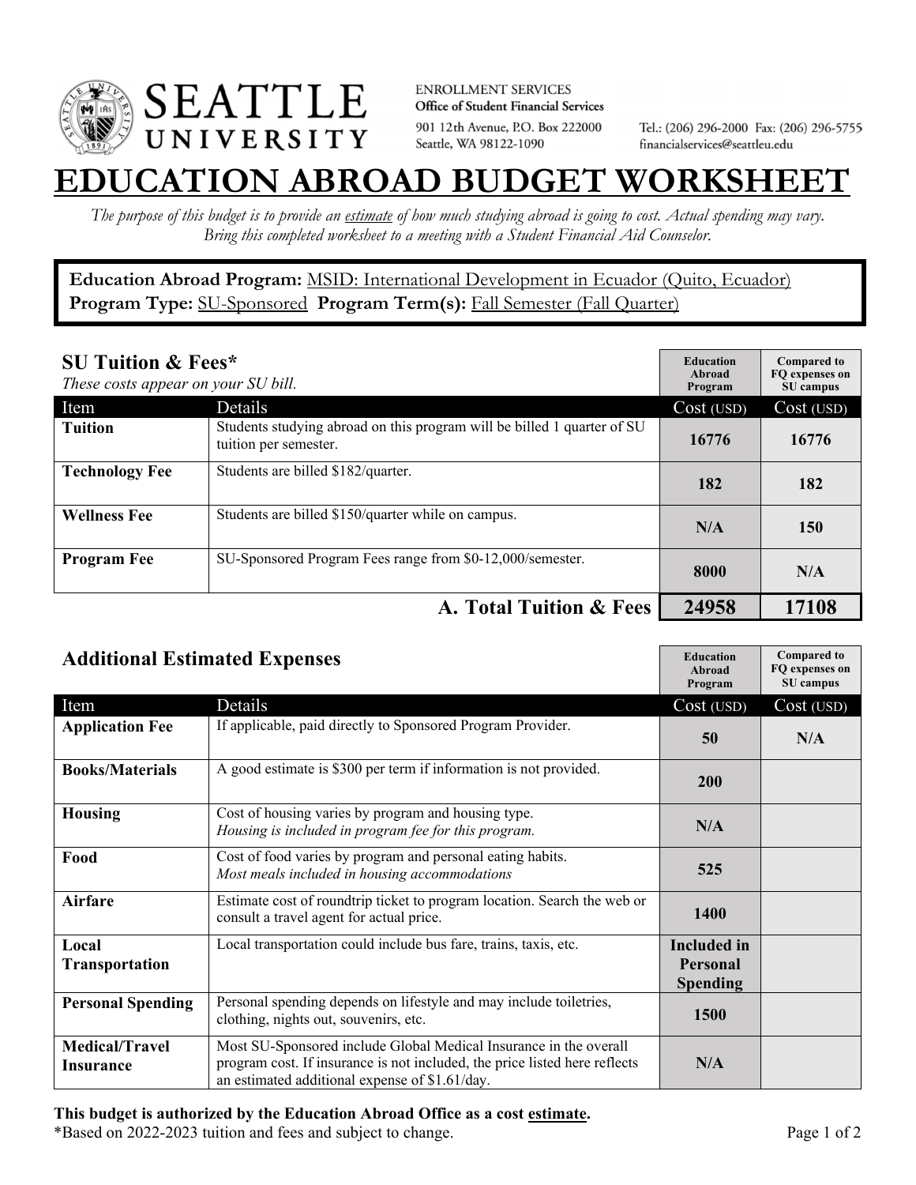**SEATTLE UNIVERSITY**

ENROLLMENT SERVICES
**Office of Student Financial Services**
901 12th Avenue, P.O. Box 222000
Seattle, WA 98122-1090

Tel.: (206) 296-2000 Fax: (206) 296-5755
financialservices@seattleu.edu

# EDUCATION ABROAD BUDGET WORKSHEET

*The purpose of this budget is to provide an estimate of how much studying abroad is going to cost. Actual spending may vary. Bring this completed worksheet to a meeting with a Student Financial Aid Counselor.*

**Education Abroad Program:** MSID: International Development in Ecuador (Quito, Ecuador)
**Program Type:** SU-Sponsored **Program Term(s):** Fall Semester (Fall Quarter)

## SU Tuition & Fees*

*These costs appear on your SU bill.*

| Item | Details | Education Abroad Program Cost (USD) | Compared to FQ expenses on SU campus Cost (USD) |
|---|---|---|---|
| **Tuition** | Students studying abroad on this program will be billed 1 quarter of SU tuition per semester. | **16776** | **16776** |
| **Technology Fee** | Students are billed $182/quarter. | **182** | **182** |
| **Wellness Fee** | Students are billed $150/quarter while on campus. | **N/A** | **150** |
| **Program Fee** | SU-Sponsored Program Fees range from $0-12,000/semester. | **8000** | **N/A** |
| | **A. Total Tuition & Fees** | **24958** | **17108** |

## Additional Estimated Expenses

| Item | Details | Education Abroad Program Cost (USD) | Compared to FQ expenses on SU campus Cost (USD) |
|---|---|---|---|
| **Application Fee** | If applicable, paid directly to Sponsored Program Provider. | **50** | **N/A** |
| **Books/Materials** | A good estimate is $300 per term if information is not provided. | **200** | |
| **Housing** | Cost of housing varies by program and housing type. *Housing is included in program fee for this program.* | **N/A** | |
| **Food** | Cost of food varies by program and personal eating habits. *Most meals included in housing accommodations* | **525** | |
| **Airfare** | Estimate cost of roundtrip ticket to program location. Search the web or consult a travel agent for actual price. | **1400** | |
| **Local Transportation** | Local transportation could include bus fare, trains, taxis, etc. | **Included in Personal Spending** | |
| **Personal Spending** | Personal spending depends on lifestyle and may include toiletries, clothing, nights out, souvenirs, etc. | **1500** | |
| **Medical/Travel Insurance** | Most SU-Sponsored include Global Medical Insurance in the overall program cost. If insurance is not included, the price listed here reflects an estimated additional expense of $1.61/day. | **N/A** | |

**This budget is authorized by the Education Abroad Office as a cost estimate.**
*Based on 2022-2023 tuition and fees and subject to change.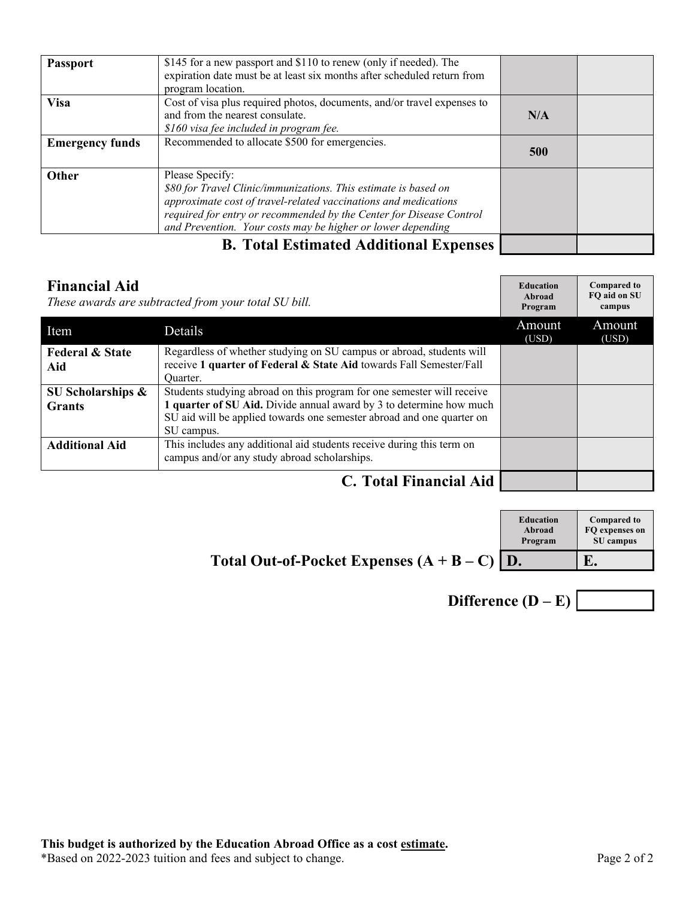| | | | |
|---|---|---|---|
| **Passport** | $145 for a new passport and $110 to renew (only if needed). The expiration date must be at least six months after scheduled return from program location. | | |
| **Visa** | Cost of visa plus required photos, documents, and/or travel expenses to and from the nearest consulate. *$160 visa fee included in program fee.* | **N/A** | |
| **Emergency funds** | Recommended to allocate $500 for emergencies. | **500** | |
| **Other** | Please Specify: *$80 for Travel Clinic/immunizations. This estimate is based on approximate cost of travel-related vaccinations and medications required for entry or recommended by the Center for Disease Control and Prevention. Your costs may be higher or lower depending* | | |
| | **B. Total Estimated Additional Expenses** | | |

## Financial Aid

*These awards are subtracted from your total SU bill.*

| | | **Education Abroad Program** | **Compared to FQ aid on SU campus** |
|---|---|---|---|
| Item | Details | Amount (USD) | Amount (USD) |
| **Federal & State Aid** | Regardless of whether studying on SU campus or abroad, students will receive **1 quarter of Federal & State Aid** towards Fall Semester/Fall Quarter. | | |
| **SU Scholarships & Grants** | Students studying abroad on this program for one semester will receive **1 quarter of SU Aid.** Divide annual award by 3 to determine how much SU aid will be applied towards one semester abroad and one quarter on SU campus. | | |
| **Additional Aid** | This includes any additional aid students receive during this term on campus and/or any study abroad scholarships. | | |
| | **C. Total Financial Aid** | | |

| | **Education Abroad Program** | **Compared to FQ expenses on SU campus** |
|---|---|---|
| **Total Out-of-Pocket Expenses (A + B – C)** | **D.** | **E.** |
| **Difference (D – E)** | | |

**This budget is authorized by the Education Abroad Office as a cost estimate.**

*Based on 2022-2023 tuition and fees and subject to change.